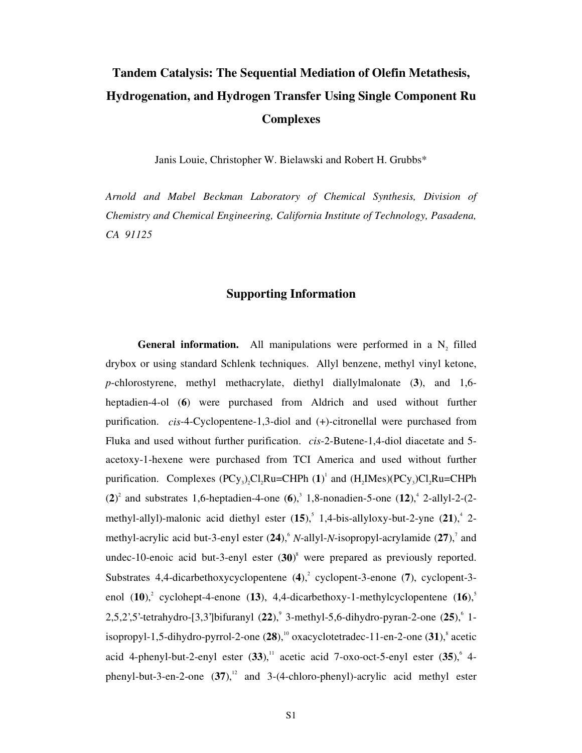# Tandem Catalysis: The Sequential Mediation of Olefin Metathesis, Hydrogenation, and Hydrogen Transfer Using Single Component Ru Complexes

Janis Louie, Christopher W. Bielawski and Robert H. Grubbs*

*Arnold and Mabel Beckman Laboratory of Chemical Synthesis, Division of Chemistry and Chemical Engineering, California Institute of Technology, Pasadena, CA 91125*

## Supporting Information

**General information.** All manipulations were performed in a $N_2$ filled drybox or using standard Schlenk techniques. Allyl benzene, methyl vinyl ketone, *p*-chlorostyrene, methyl methacrylate, diethyl diallylmalonate (**3**), and 1,6-heptadien-4-ol (**6**) were purchased from Aldrich and used without further purification. *cis*-4-Cyclopentene-1,3-diol and (+)-citronellal were purchased from Fluka and used without further purification. *cis*-2-Butene-1,4-diol diacetate and 5-acetoxy-1-hexene were purchased from TCI America and used without further purification. Complexes $(PCy_3)_2Cl_2Ru$=CHPh (**1**)[1] and $(H_2IMes)(PCy_3)Cl_2Ru$=CHPh (**2**)[2] and substrates 1,6-heptadien-4-one (**6**),[3] 1,8-nonadien-5-one (**12**),[4] 2-allyl-2-(2-methyl-allyl)-malonic acid diethyl ester (**15**),[5] 1,4-bis-allyloxy-but-2-yne (**21**),[4] 2-methyl-acrylic acid but-3-enyl ester (**24**),[6] *N*-allyl-*N*-isopropyl-acrylamide (**27**),[7] and undec-10-enoic acid but-3-enyl ester (**30**)[8] were prepared as previously reported. Substrates 4,4-dicarbethoxycyclopentene (**4**),[2] cyclopent-3-enone (**7**), cyclopent-3-enol (**10**),[2] cyclohept-4-enone (**13**), 4,4-dicarbethoxy-1-methylcyclopentene (**16**),[5] 2,5,2',5'-tetrahydro-[3,3']bifuranyl (**22**),[9] 3-methyl-5,6-dihydro-pyran-2-one (**25**),[6] 1-isopropyl-1,5-dihydro-pyrrol-2-one (**28**),[10] oxacyclotetradec-11-en-2-one (**31**),[8] acetic acid 4-phenyl-but-2-enyl ester (**33**),[11] acetic acid 7-oxo-oct-5-enyl ester (**35**),[6] 4-phenyl-but-3-en-2-one (**37**),[12] and 3-(4-chloro-phenyl)-acrylic acid methyl ester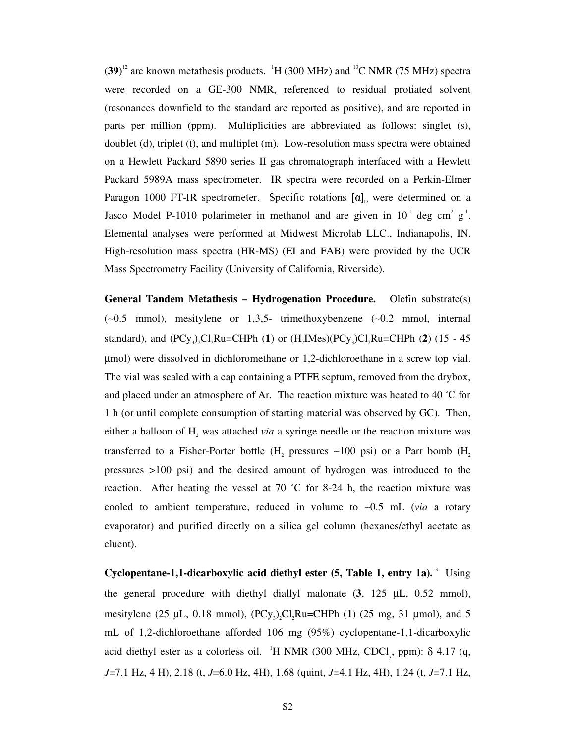(**39**)[12] are known metathesis products. $^{1}H$ (300 MHz) and $^{13}C$ NMR (75 MHz) spectra were recorded on a GE-300 NMR, referenced to residual protiated solvent (resonances downfield to the standard are reported as positive), and are reported in parts per million (ppm). Multiplicities are abbreviated as follows: singlet (s), doublet (d), triplet (t), and multiplet (m). Low-resolution mass spectra were obtained on a Hewlett Packard 5890 series II gas chromatograph interfaced with a Hewlett Packard 5989A mass spectrometer. IR spectra were recorded on a Perkin-Elmer Paragon 1000 FT-IR spectrometer. Specific rotations $[\alpha]_D$ were determined on a Jasco Model P-1010 polarimeter in methanol and are given in $10^{-1}$ deg cm$^2$ g$^{-1}$. Elemental analyses were performed at Midwest Microlab LLC., Indianapolis, IN. High-resolution mass spectra (HR-MS) (EI and FAB) were provided by the UCR Mass Spectrometry Facility (University of California, Riverside).

**General Tandem Metathesis – Hydrogenation Procedure.** Olefin substrate(s) (~0.5 mmol), mesitylene or 1,3,5- trimethoxybenzene (~0.2 mmol, internal standard), and $(PCy_3)_2Cl_2Ru{=}CHPh$ (**1**) or $(H_2IMes)(PCy_3)Cl_2Ru{=}CHPh$ (**2**) (15 - 45 μmol) were dissolved in dichloromethane or 1,2-dichloroethane in a screw top vial. The vial was sealed with a cap containing a PTFE septum, removed from the drybox, and placed under an atmosphere of Ar. The reaction mixture was heated to 40 °C for 1 h (or until complete consumption of starting material was observed by GC). Then, either a balloon of $H_2$ was attached *via* a syringe needle or the reaction mixture was transferred to a Fisher-Porter bottle ($H_2$ pressures ~100 psi) or a Parr bomb ($H_2$ pressures >100 psi) and the desired amount of hydrogen was introduced to the reaction. After heating the vessel at 70 °C for 8-24 h, the reaction mixture was cooled to ambient temperature, reduced in volume to ~0.5 mL (*via* a rotary evaporator) and purified directly on a silica gel column (hexanes/ethyl acetate as eluent).

**Cyclopentane-1,1-dicarboxylic acid diethyl ester (5, Table 1, entry 1a).**[13] Using the general procedure with diethyl diallyl malonate (**3**, 125 μL, 0.52 mmol), mesitylene (25 μL, 0.18 mmol), $(PCy_3)_2Cl_2Ru{=}CHPh$ (**1**) (25 mg, 31 μmol), and 5 mL of 1,2-dichloroethane afforded 106 mg (95%) cyclopentane-1,1-dicarboxylic acid diethyl ester as a colorless oil. $^{1}H$ NMR (300 MHz, $CDCl_3$, ppm): δ 4.17 (q, *J*=7.1 Hz, 4 H), 2.18 (t, *J*=6.0 Hz, 4H), 1.68 (quint, *J*=4.1 Hz, 4H), 1.24 (t, *J*=7.1 Hz,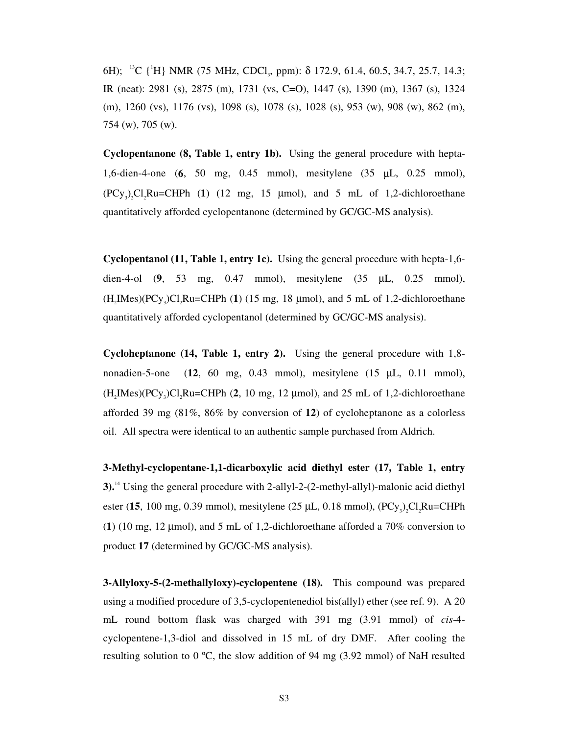6H); $^{13}C$ {$^{1}H$} NMR (75 MHz, $CDCl_3$, ppm): δ 172.9, 61.4, 60.5, 34.7, 25.7, 14.3; IR (neat): 2981 (s), 2875 (m), 1731 (vs, C=O), 1447 (s), 1390 (m), 1367 (s), 1324 (m), 1260 (vs), 1176 (vs), 1098 (s), 1078 (s), 1028 (s), 953 (w), 908 (w), 862 (m), 754 (w), 705 (w).

**Cyclopentanone (8, Table 1, entry 1b).** Using the general procedure with hepta-1,6-dien-4-one (**6**, 50 mg, 0.45 mmol), mesitylene (35 μL, 0.25 mmol), $(PCy_3)_2Cl_2Ru$=CHPh (**1**) (12 mg, 15 μmol), and 5 mL of 1,2-dichloroethane quantitatively afforded cyclopentanone (determined by GC/GC-MS analysis).

**Cyclopentanol (11, Table 1, entry 1c).** Using the general procedure with hepta-1,6-dien-4-ol (**9**, 53 mg, 0.47 mmol), mesitylene (35 μL, 0.25 mmol), $(H_2IMes)(PCy_3)Cl_2Ru$=CHPh (**1**) (15 mg, 18 μmol), and 5 mL of 1,2-dichloroethane quantitatively afforded cyclopentanol (determined by GC/GC-MS analysis).

**Cycloheptanone (14, Table 1, entry 2).** Using the general procedure with 1,8-nonadien-5-one (**12**, 60 mg, 0.43 mmol), mesitylene (15 μL, 0.11 mmol), $(H_2IMes)(PCy_3)Cl_2Ru$=CHPh (**2**, 10 mg, 12 μmol), and 25 mL of 1,2-dichloroethane afforded 39 mg (81%, 86% by conversion of **12**) of cycloheptanone as a colorless oil. All spectra were identical to an authentic sample purchased from Aldrich.

**3-Methyl-cyclopentane-1,1-dicarboxylic acid diethyl ester (17, Table 1, entry 3).**[14] Using the general procedure with 2-allyl-2-(2-methyl-allyl)-malonic acid diethyl ester (**15**, 100 mg, 0.39 mmol), mesitylene (25 μL, 0.18 mmol), $(PCy_3)_2Cl_2Ru$=CHPh (**1**) (10 mg, 12 μmol), and 5 mL of 1,2-dichloroethane afforded a 70% conversion to product **17** (determined by GC/GC-MS analysis).

**3-Allyloxy-5-(2-methallyloxy)-cyclopentene (18).** This compound was prepared using a modified procedure of 3,5-cyclopentenediol bis(allyl) ether (see ref. 9). A 20 mL round bottom flask was charged with 391 mg (3.91 mmol) of *cis*-4-cyclopentene-1,3-diol and dissolved in 15 mL of dry DMF. After cooling the resulting solution to 0 ºC, the slow addition of 94 mg (3.92 mmol) of NaH resulted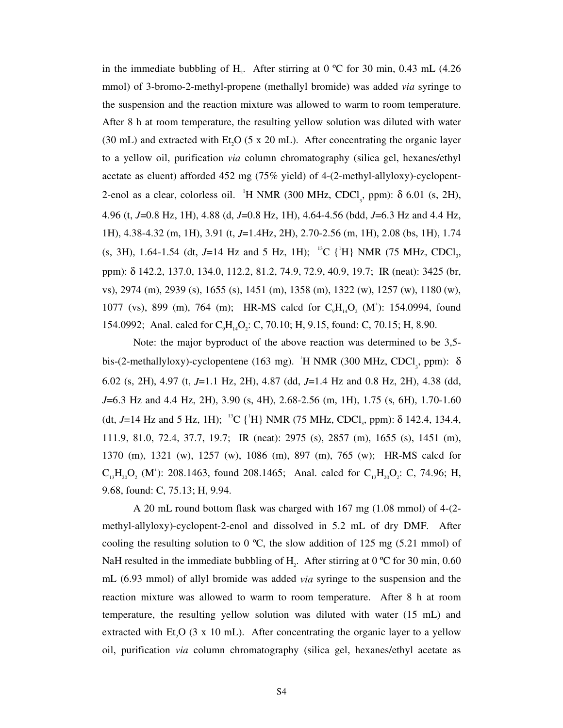in the immediate bubbling of $H_2$. After stirring at 0 ºC for 30 min, 0.43 mL (4.26 mmol) of 3-bromo-2-methyl-propene (methallyl bromide) was added *via* syringe to the suspension and the reaction mixture was allowed to warm to room temperature. After 8 h at room temperature, the resulting yellow solution was diluted with water (30 mL) and extracted with $Et_2O$ (5 x 20 mL). After concentrating the organic layer to a yellow oil, purification *via* column chromatography (silica gel, hexanes/ethyl acetate as eluent) afforded 452 mg (75% yield) of 4-(2-methyl-allyloxy)-cyclopent-2-enol as a clear, colorless oil. $^1$H NMR (300 MHz, $CDCl_3$, ppm): δ 6.01 (s, 2H), 4.96 (t, *J*=0.8 Hz, 1H), 4.88 (d, *J*=0.8 Hz, 1H), 4.64-4.56 (bdd, *J*=6.3 Hz and 4.4 Hz, 1H), 4.38-4.32 (m, 1H), 3.91 (t, *J*=1.4Hz, 2H), 2.70-2.56 (m, 1H), 2.08 (bs, 1H), 1.74 (s, 3H), 1.64-1.54 (dt, *J*=14 Hz and 5 Hz, 1H); $^{13}$C {$^1$H} NMR (75 MHz, $CDCl_3$, ppm): δ 142.2, 137.0, 134.0, 112.2, 81.2, 74.9, 72.9, 40.9, 19.7; IR (neat): 3425 (br, vs), 2974 (m), 2939 (s), 1655 (s), 1451 (m), 1358 (m), 1322 (w), 1257 (w), 1180 (w), 1077 (vs), 899 (m), 764 (m); HR-MS calcd for $C_9H_{14}O_2$ ($M^+$): 154.0994, found 154.0992; Anal. calcd for $C_9H_{14}O_2$: C, 70.10; H, 9.15, found: C, 70.15; H, 8.90.

Note: the major byproduct of the above reaction was determined to be 3,5-bis-(2-methallyloxy)-cyclopentene (163 mg). $^1$H NMR (300 MHz, $CDCl_3$, ppm): δ 6.02 (s, 2H), 4.97 (t, *J*=1.1 Hz, 2H), 4.87 (dd, *J*=1.4 Hz and 0.8 Hz, 2H), 4.38 (dd, *J*=6.3 Hz and 4.4 Hz, 2H), 3.90 (s, 4H), 2.68-2.56 (m, 1H), 1.75 (s, 6H), 1.70-1.60 (dt, *J*=14 Hz and 5 Hz, 1H); $^{13}$C {$^1$H} NMR (75 MHz, $CDCl_3$, ppm): δ 142.4, 134.4, 111.9, 81.0, 72.4, 37.7, 19.7; IR (neat): 2975 (s), 2857 (m), 1655 (s), 1451 (m), 1370 (m), 1321 (w), 1257 (w), 1086 (m), 897 (m), 765 (w); HR-MS calcd for $C_{13}H_{20}O_2$ ($M^+$): 208.1463, found 208.1465; Anal. calcd for $C_{13}H_{20}O_2$: C, 74.96; H, 9.68, found: C, 75.13; H, 9.94.

A 20 mL round bottom flask was charged with 167 mg (1.08 mmol) of 4-(2-methyl-allyloxy)-cyclopent-2-enol and dissolved in 5.2 mL of dry DMF. After cooling the resulting solution to 0 ºC, the slow addition of 125 mg (5.21 mmol) of NaH resulted in the immediate bubbling of $H_2$. After stirring at 0 ºC for 30 min, 0.60 mL (6.93 mmol) of allyl bromide was added *via* syringe to the suspension and the reaction mixture was allowed to warm to room temperature. After 8 h at room temperature, the resulting yellow solution was diluted with water (15 mL) and extracted with $Et_2O$ (3 x 10 mL). After concentrating the organic layer to a yellow oil, purification *via* column chromatography (silica gel, hexanes/ethyl acetate as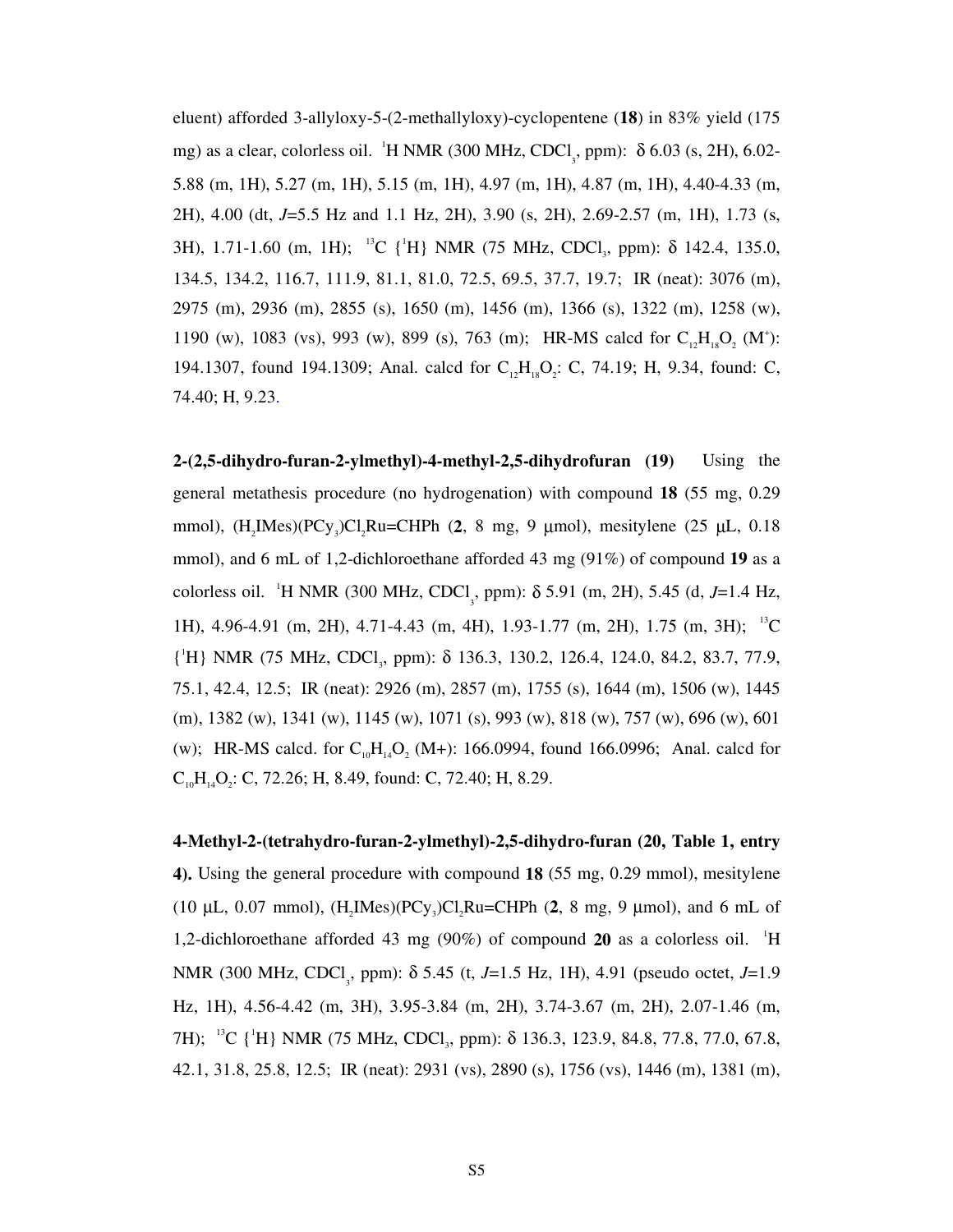eluent) afforded 3-allyloxy-5-(2-methallyloxy)-cyclopentene (**18**) in 83% yield (175 mg) as a clear, colorless oil. $^1$H NMR (300 MHz, $CDCl_3$, ppm): δ 6.03 (s, 2H), 6.02-5.88 (m, 1H), 5.27 (m, 1H), 5.15 (m, 1H), 4.97 (m, 1H), 4.87 (m, 1H), 4.40-4.33 (m, 2H), 4.00 (dt, *J*=5.5 Hz and 1.1 Hz, 2H), 3.90 (s, 2H), 2.69-2.57 (m, 1H), 1.73 (s, 3H), 1.71-1.60 (m, 1H); $^{13}$C {$^1$H} NMR (75 MHz, $CDCl_3$, ppm): δ 142.4, 135.0, 134.5, 134.2, 116.7, 111.9, 81.1, 81.0, 72.5, 69.5, 37.7, 19.7; IR (neat): 3076 (m), 2975 (m), 2936 (m), 2855 (s), 1650 (m), 1456 (m), 1366 (s), 1322 (m), 1258 (w), 1190 (w), 1083 (vs), 993 (w), 899 (s), 763 (m); HR-MS calcd for $C_{12}H_{18}O_2$ ($M^+$): 194.1307, found 194.1309; Anal. calcd for $C_{12}H_{18}O_2$: C, 74.19; H, 9.34, found: C, 74.40; H, 9.23.

**2-(2,5-dihydro-furan-2-ylmethyl)-4-methyl-2,5-dihydrofuran (19)** Using the general metathesis procedure (no hydrogenation) with compound **18** (55 mg, 0.29 mmol), $(H_2IMes)(PCy_3)Cl_2Ru$=CHPh (**2**, 8 mg, 9 μmol), mesitylene (25 μL, 0.18 mmol), and 6 mL of 1,2-dichloroethane afforded 43 mg (91%) of compound **19** as a colorless oil. $^1$H NMR (300 MHz, $CDCl_3$, ppm): δ 5.91 (m, 2H), 5.45 (d, *J*=1.4 Hz, 1H), 4.96-4.91 (m, 2H), 4.71-4.43 (m, 4H), 1.93-1.77 (m, 2H), 1.75 (m, 3H); $^{13}$C {$^1$H} NMR (75 MHz, $CDCl_3$, ppm): δ 136.3, 130.2, 126.4, 124.0, 84.2, 83.7, 77.9, 75.1, 42.4, 12.5; IR (neat): 2926 (m), 2857 (m), 1755 (s), 1644 (m), 1506 (w), 1445 (m), 1382 (w), 1341 (w), 1145 (w), 1071 (s), 993 (w), 818 (w), 757 (w), 696 (w), 601 (w); HR-MS calcd. for $C_{10}H_{14}O_2$ (M+): 166.0994, found 166.0996; Anal. calcd for $C_{10}H_{14}O_2$: C, 72.26; H, 8.49, found: C, 72.40; H, 8.29.

**4-Methyl-2-(tetrahydro-furan-2-ylmethyl)-2,5-dihydro-furan (20, Table 1, entry 4).** Using the general procedure with compound **18** (55 mg, 0.29 mmol), mesitylene (10 μL, 0.07 mmol), $(H_2IMes)(PCy_3)Cl_2Ru$=CHPh (**2**, 8 mg, 9 μmol), and 6 mL of 1,2-dichloroethane afforded 43 mg (90%) of compound **20** as a colorless oil. $^1$H NMR (300 MHz, $CDCl_3$, ppm): δ 5.45 (t, *J*=1.5 Hz, 1H), 4.91 (pseudo octet, *J*=1.9 Hz, 1H), 4.56-4.42 (m, 3H), 3.95-3.84 (m, 2H), 3.74-3.67 (m, 2H), 2.07-1.46 (m, 7H); $^{13}$C {$^1$H} NMR (75 MHz, $CDCl_3$, ppm): δ 136.3, 123.9, 84.8, 77.8, 77.0, 67.8, 42.1, 31.8, 25.8, 12.5; IR (neat): 2931 (vs), 2890 (s), 1756 (vs), 1446 (m), 1381 (m),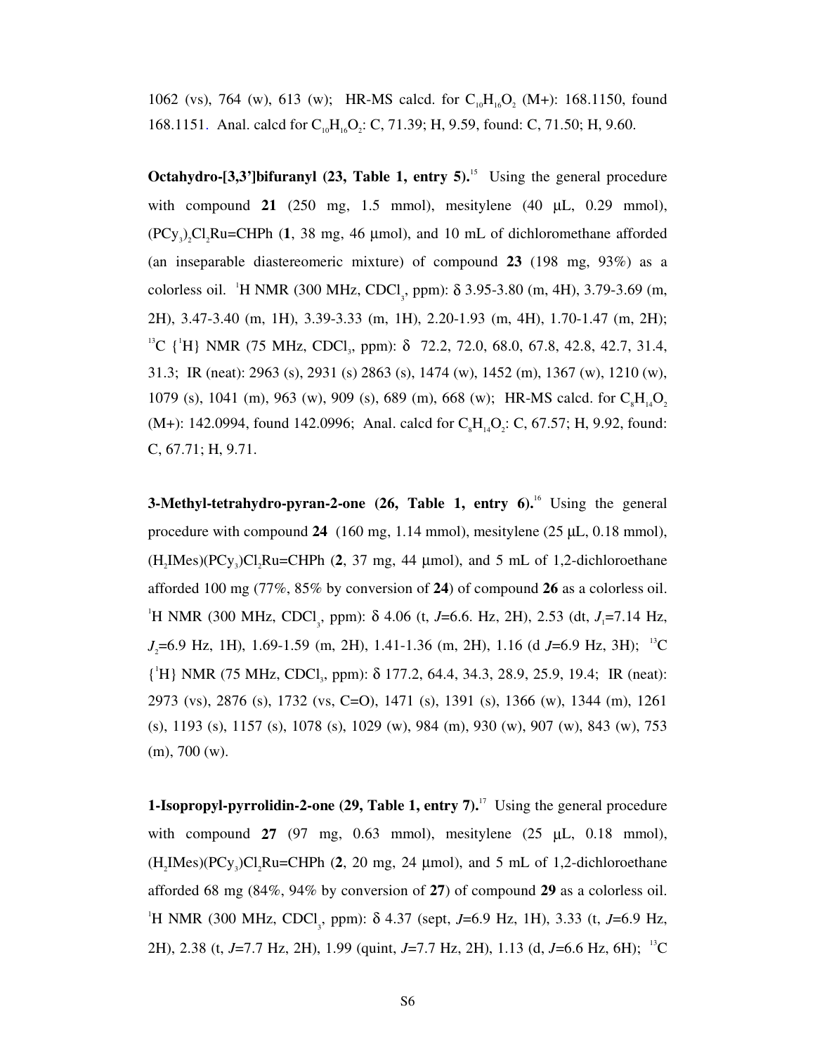1062 (vs), 764 (w), 613 (w); HR-MS calcd. for $C_{10}H_{16}O_2$ (M+): 168.1150, found 168.1151. Anal. calcd for $C_{10}H_{16}O_2$: C, 71.39; H, 9.59, found: C, 71.50; H, 9.60.

**Octahydro-[3,3']bifuranyl (23, Table 1, entry 5).**[15] Using the general procedure with compound **21** (250 mg, 1.5 mmol), mesitylene (40 μL, 0.29 mmol), $(PCy_3)_2Cl_2Ru$=CHPh (**1**, 38 mg, 46 μmol), and 10 mL of dichloromethane afforded (an inseparable diastereomeric mixture) of compound **23** (198 mg, 93%) as a colorless oil. $^1$H NMR (300 MHz, $CDCl_3$, ppm): δ 3.95-3.80 (m, 4H), 3.79-3.69 (m, 2H), 3.47-3.40 (m, 1H), 3.39-3.33 (m, 1H), 2.20-1.93 (m, 4H), 1.70-1.47 (m, 2H); $^{13}$C {$^1$H} NMR (75 MHz, $CDCl_3$, ppm): δ 72.2, 72.0, 68.0, 67.8, 42.8, 42.7, 31.4, 31.3; IR (neat): 2963 (s), 2931 (s) 2863 (s), 1474 (w), 1452 (m), 1367 (w), 1210 (w), 1079 (s), 1041 (m), 963 (w), 909 (s), 689 (m), 668 (w); HR-MS calcd. for $C_8H_{14}O_2$ (M+): 142.0994, found 142.0996; Anal. calcd for $C_8H_{14}O_2$: C, 67.57; H, 9.92, found: C, 67.71; H, 9.71.

**3-Methyl-tetrahydro-pyran-2-one (26, Table 1, entry 6).**[16] Using the general procedure with compound **24** (160 mg, 1.14 mmol), mesitylene (25 μL, 0.18 mmol), $(H_2IMes)(PCy_3)Cl_2Ru$=CHPh (**2**, 37 mg, 44 μmol), and 5 mL of 1,2-dichloroethane afforded 100 mg (77%, 85% by conversion of **24**) of compound **26** as a colorless oil. $^1$H NMR (300 MHz, $CDCl_3$, ppm): δ 4.06 (t, *J*=6.6. Hz, 2H), 2.53 (dt, $J_1$=7.14 Hz, $J_2$=6.9 Hz, 1H), 1.69-1.59 (m, 2H), 1.41-1.36 (m, 2H), 1.16 (d *J*=6.9 Hz, 3H); $^{13}$C {$^1$H} NMR (75 MHz, $CDCl_3$, ppm): δ 177.2, 64.4, 34.3, 28.9, 25.9, 19.4; IR (neat): 2973 (vs), 2876 (s), 1732 (vs, C=O), 1471 (s), 1391 (s), 1366 (w), 1344 (m), 1261 (s), 1193 (s), 1157 (s), 1078 (s), 1029 (w), 984 (m), 930 (w), 907 (w), 843 (w), 753 (m), 700 (w).

**1-Isopropyl-pyrrolidin-2-one (29, Table 1, entry 7).**[17] Using the general procedure with compound **27** (97 mg, 0.63 mmol), mesitylene (25 μL, 0.18 mmol), $(H_2IMes)(PCy_3)Cl_2Ru$=CHPh (**2**, 20 mg, 24 μmol), and 5 mL of 1,2-dichloroethane afforded 68 mg (84%, 94% by conversion of **27**) of compound **29** as a colorless oil. $^1$H NMR (300 MHz, $CDCl_3$, ppm): δ 4.37 (sept, *J*=6.9 Hz, 1H), 3.33 (t, *J*=6.9 Hz, 2H), 2.38 (t, *J*=7.7 Hz, 2H), 1.99 (quint, *J*=7.7 Hz, 2H), 1.13 (d, *J*=6.6 Hz, 6H); $^{13}$C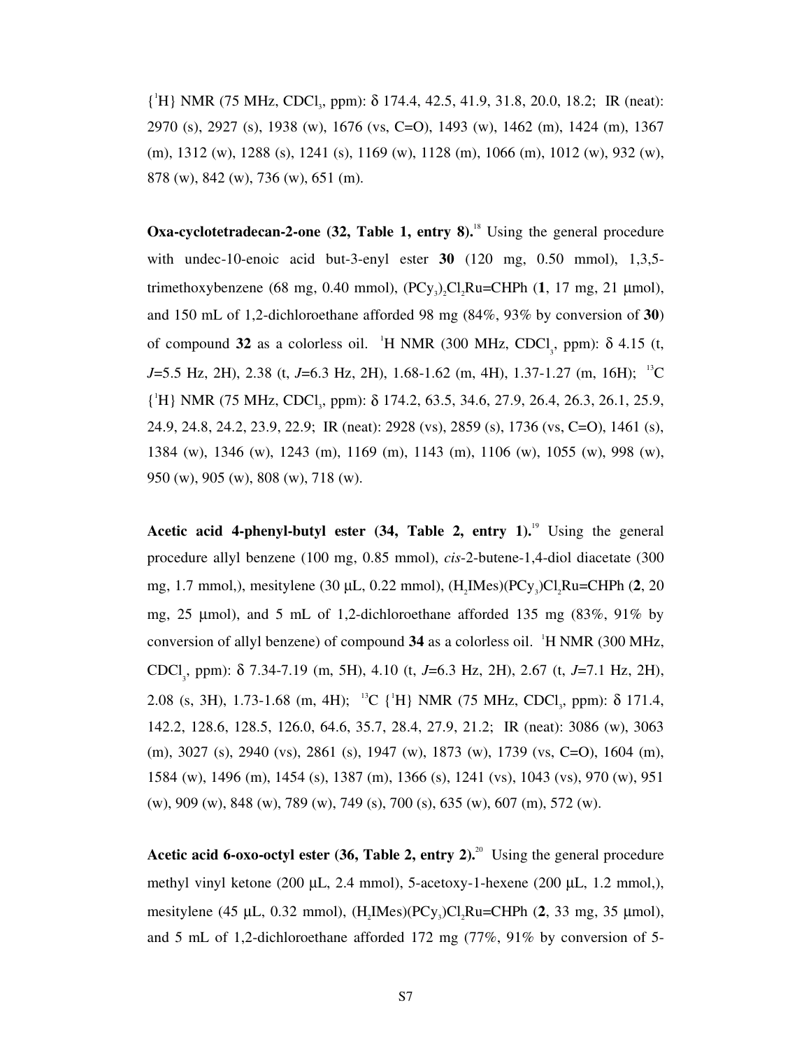{$^1$H} NMR (75 MHz, $CDCl_3$, ppm): δ 174.4, 42.5, 41.9, 31.8, 20.0, 18.2; IR (neat): 2970 (s), 2927 (s), 1938 (w), 1676 (vs, C=O), 1493 (w), 1462 (m), 1424 (m), 1367 (m), 1312 (w), 1288 (s), 1241 (s), 1169 (w), 1128 (m), 1066 (m), 1012 (w), 932 (w), 878 (w), 842 (w), 736 (w), 651 (m).

**Oxa-cyclotetradecan-2-one (32, Table 1, entry 8).**[18] Using the general procedure with undec-10-enoic acid but-3-enyl ester **30** (120 mg, 0.50 mmol), 1,3,5-trimethoxybenzene (68 mg, 0.40 mmol), $(PCy_3)_2Cl_2Ru{=}CHPh$ (**1**, 17 mg, 21 μmol), and 150 mL of 1,2-dichloroethane afforded 98 mg (84%, 93% by conversion of **30**) of compound **32** as a colorless oil. $^1$H NMR (300 MHz, $CDCl_3$, ppm): δ 4.15 (t, *J*=5.5 Hz, 2H), 2.38 (t, *J*=6.3 Hz, 2H), 1.68-1.62 (m, 4H), 1.37-1.27 (m, 16H); $^{13}$C {$^1$H} NMR (75 MHz, $CDCl_3$, ppm): δ 174.2, 63.5, 34.6, 27.9, 26.4, 26.3, 26.1, 25.9, 24.9, 24.8, 24.2, 23.9, 22.9; IR (neat): 2928 (vs), 2859 (s), 1736 (vs, C=O), 1461 (s), 1384 (w), 1346 (w), 1243 (m), 1169 (m), 1143 (m), 1106 (w), 1055 (w), 998 (w), 950 (w), 905 (w), 808 (w), 718 (w).

**Acetic acid 4-phenyl-butyl ester (34, Table 2, entry 1).**[19] Using the general procedure allyl benzene (100 mg, 0.85 mmol), *cis*-2-butene-1,4-diol diacetate (300 mg, 1.7 mmol,), mesitylene (30 μL, 0.22 mmol), $(H_2IMes)(PCy_3)Cl_2Ru{=}CHPh$ (**2**, 20 mg, 25 μmol), and 5 mL of 1,2-dichloroethane afforded 135 mg (83%, 91% by conversion of allyl benzene) of compound **34** as a colorless oil. $^1$H NMR (300 MHz, $CDCl_3$, ppm): δ 7.34-7.19 (m, 5H), 4.10 (t, *J*=6.3 Hz, 2H), 2.67 (t, *J*=7.1 Hz, 2H), 2.08 (s, 3H), 1.73-1.68 (m, 4H); $^{13}$C {$^1$H} NMR (75 MHz, $CDCl_3$, ppm): δ 171.4, 142.2, 128.6, 128.5, 126.0, 64.6, 35.7, 28.4, 27.9, 21.2; IR (neat): 3086 (w), 3063 (m), 3027 (s), 2940 (vs), 2861 (s), 1947 (w), 1873 (w), 1739 (vs, C=O), 1604 (m), 1584 (w), 1496 (m), 1454 (s), 1387 (m), 1366 (s), 1241 (vs), 1043 (vs), 970 (w), 951 (w), 909 (w), 848 (w), 789 (w), 749 (s), 700 (s), 635 (w), 607 (m), 572 (w).

**Acetic acid 6-oxo-octyl ester (36, Table 2, entry 2).**[20] Using the general procedure methyl vinyl ketone (200 μL, 2.4 mmol), 5-acetoxy-1-hexene (200 μL, 1.2 mmol,), mesitylene (45 μL, 0.32 mmol), $(H_2IMes)(PCy_3)Cl_2Ru{=}CHPh$ (**2**, 33 mg, 35 μmol), and 5 mL of 1,2-dichloroethane afforded 172 mg (77%, 91% by conversion of 5-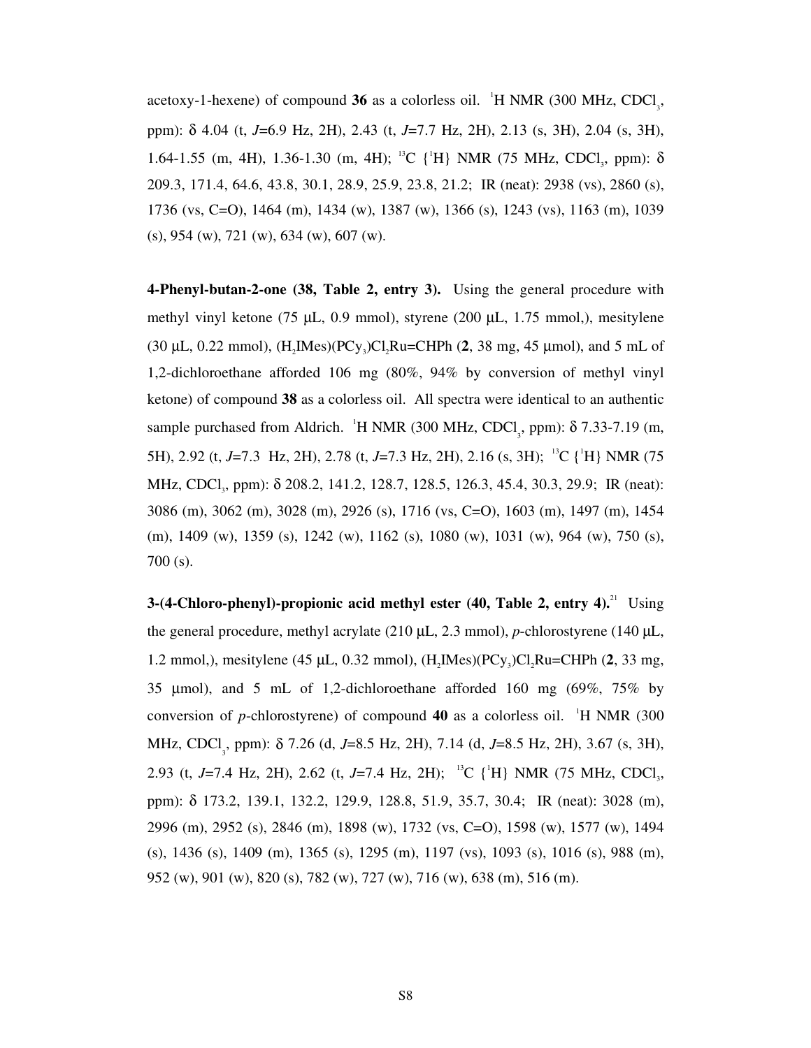acetoxy-1-hexene) of compound **36** as a colorless oil. $^{1}$H NMR (300 MHz, $CDCl_3$, ppm): δ 4.04 (t, *J*=6.9 Hz, 2H), 2.43 (t, *J*=7.7 Hz, 2H), 2.13 (s, 3H), 2.04 (s, 3H), 1.64-1.55 (m, 4H), 1.36-1.30 (m, 4H); $^{13}$C {$^{1}$H} NMR (75 MHz, $CDCl_3$, ppm): δ 209.3, 171.4, 64.6, 43.8, 30.1, 28.9, 25.9, 23.8, 21.2; IR (neat): 2938 (vs), 2860 (s), 1736 (vs, C=O), 1464 (m), 1434 (w), 1387 (w), 1366 (s), 1243 (vs), 1163 (m), 1039 (s), 954 (w), 721 (w), 634 (w), 607 (w).

**4-Phenyl-butan-2-one (38, Table 2, entry 3).** Using the general procedure with methyl vinyl ketone (75 μL, 0.9 mmol), styrene (200 μL, 1.75 mmol,), mesitylene (30 μL, 0.22 mmol), $(H_2IMes)(PCy_3)Cl_2Ru$=CHPh (**2**, 38 mg, 45 μmol), and 5 mL of 1,2-dichloroethane afforded 106 mg (80%, 94% by conversion of methyl vinyl ketone) of compound **38** as a colorless oil. All spectra were identical to an authentic sample purchased from Aldrich. $^{1}$H NMR (300 MHz, $CDCl_3$, ppm): δ 7.33-7.19 (m, 5H), 2.92 (t, *J*=7.3 Hz, 2H), 2.78 (t, *J*=7.3 Hz, 2H), 2.16 (s, 3H); $^{13}$C {$^{1}$H} NMR (75 MHz, $CDCl_3$, ppm): δ 208.2, 141.2, 128.7, 128.5, 126.3, 45.4, 30.3, 29.9; IR (neat): 3086 (m), 3062 (m), 3028 (m), 2926 (s), 1716 (vs, C=O), 1603 (m), 1497 (m), 1454 (m), 1409 (w), 1359 (s), 1242 (w), 1162 (s), 1080 (w), 1031 (w), 964 (w), 750 (s), 700 (s).

**3-(4-Chloro-phenyl)-propionic acid methyl ester (40, Table 2, entry 4).**[21] Using the general procedure, methyl acrylate (210 μL, 2.3 mmol), *p*-chlorostyrene (140 μL, 1.2 mmol,), mesitylene (45 μL, 0.32 mmol), $(H_2IMes)(PCy_3)Cl_2Ru$=CHPh (**2**, 33 mg, 35 μmol), and 5 mL of 1,2-dichloroethane afforded 160 mg (69%, 75% by conversion of *p*-chlorostyrene) of compound **40** as a colorless oil. $^{1}$H NMR (300 MHz, $CDCl_3$, ppm): δ 7.26 (d, *J*=8.5 Hz, 2H), 7.14 (d, *J*=8.5 Hz, 2H), 3.67 (s, 3H), 2.93 (t, *J*=7.4 Hz, 2H), 2.62 (t, *J*=7.4 Hz, 2H); $^{13}$C {$^{1}$H} NMR (75 MHz, $CDCl_3$, ppm): δ 173.2, 139.1, 132.2, 129.9, 128.8, 51.9, 35.7, 30.4; IR (neat): 3028 (m), 2996 (m), 2952 (s), 2846 (m), 1898 (w), 1732 (vs, C=O), 1598 (w), 1577 (w), 1494 (s), 1436 (s), 1409 (m), 1365 (s), 1295 (m), 1197 (vs), 1093 (s), 1016 (s), 988 (m), 952 (w), 901 (w), 820 (s), 782 (w), 727 (w), 716 (w), 638 (m), 516 (m).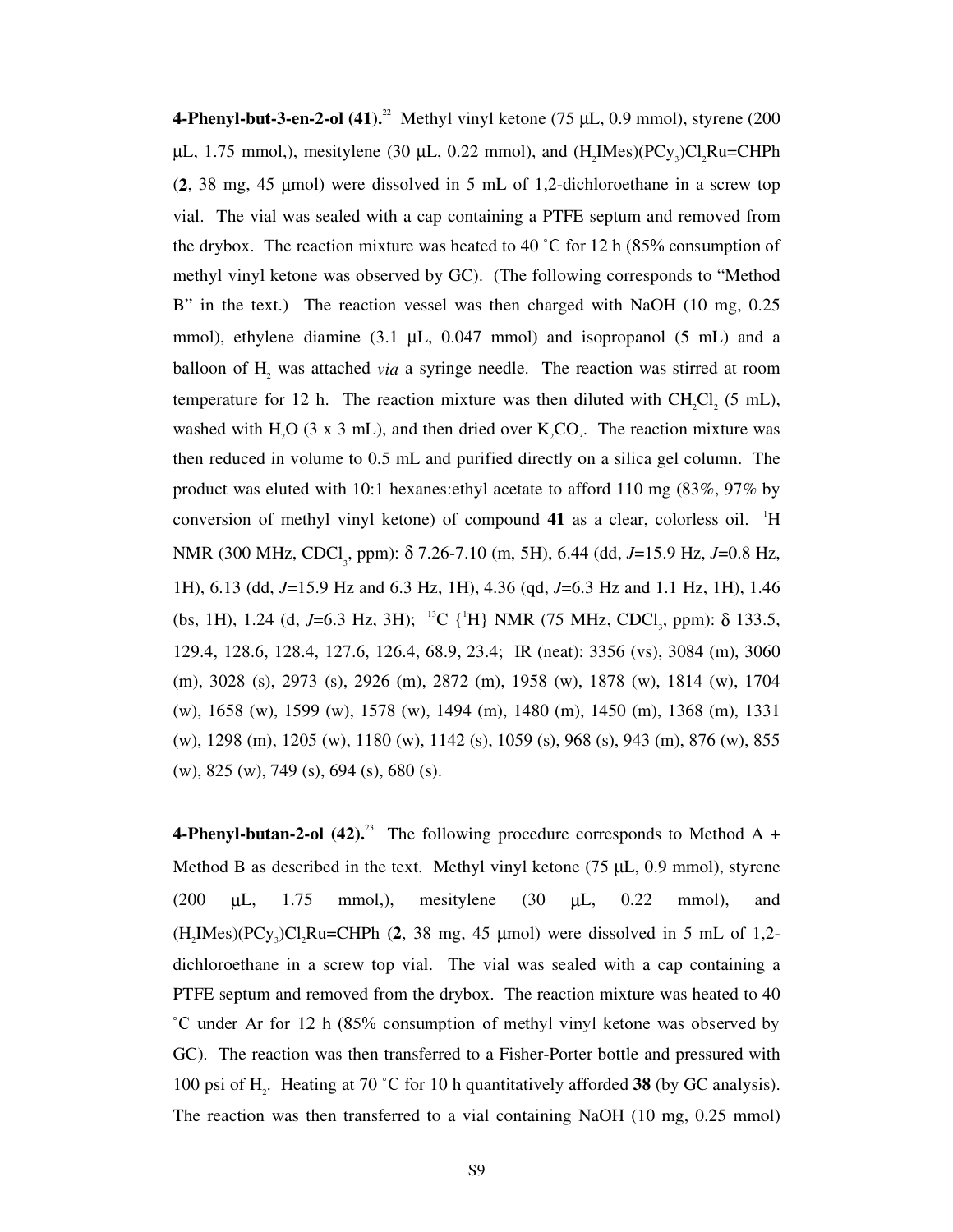**4-Phenyl-but-3-en-2-ol (41).**[22] Methyl vinyl ketone (75 μL, 0.9 mmol), styrene (200 μL, 1.75 mmol,), mesitylene (30 μL, 0.22 mmol), and $(H_2IMes)(PCy_3)Cl_2Ru{=}CHPh$ (**2**, 38 mg, 45 μmol) were dissolved in 5 mL of 1,2-dichloroethane in a screw top vial. The vial was sealed with a cap containing a PTFE septum and removed from the drybox. The reaction mixture was heated to 40 ˚C for 12 h (85% consumption of methyl vinyl ketone was observed by GC). (The following corresponds to "Method B" in the text.) The reaction vessel was then charged with NaOH (10 mg, 0.25 mmol), ethylene diamine (3.1 μL, 0.047 mmol) and isopropanol (5 mL) and a balloon of $H_2$ was attached *via* a syringe needle. The reaction was stirred at room temperature for 12 h. The reaction mixture was then diluted with $CH_2Cl_2$ (5 mL), washed with $H_2O$ (3 x 3 mL), and then dried over $K_2CO_3$. The reaction mixture was then reduced in volume to 0.5 mL and purified directly on a silica gel column. The product was eluted with 10:1 hexanes:ethyl acetate to afford 110 mg (83%, 97% by conversion of methyl vinyl ketone) of compound **41** as a clear, colorless oil. $^1$H NMR (300 MHz, $CDCl_3$, ppm): δ 7.26-7.10 (m, 5H), 6.44 (dd, *J*=15.9 Hz, *J*=0.8 Hz, 1H), 6.13 (dd, *J*=15.9 Hz and 6.3 Hz, 1H), 4.36 (qd, *J*=6.3 Hz and 1.1 Hz, 1H), 1.46 (bs, 1H), 1.24 (d, *J*=6.3 Hz, 3H); $^{13}$C {$^1$H} NMR (75 MHz, $CDCl_3$, ppm): δ 133.5, 129.4, 128.6, 128.4, 127.6, 126.4, 68.9, 23.4; IR (neat): 3356 (vs), 3084 (m), 3060 (m), 3028 (s), 2973 (s), 2926 (m), 2872 (m), 1958 (w), 1878 (w), 1814 (w), 1704 (w), 1658 (w), 1599 (w), 1578 (w), 1494 (m), 1480 (m), 1450 (m), 1368 (m), 1331 (w), 1298 (m), 1205 (w), 1180 (w), 1142 (s), 1059 (s), 968 (s), 943 (m), 876 (w), 855 (w), 825 (w), 749 (s), 694 (s), 680 (s).

**4-Phenyl-butan-2-ol (42).**[23] The following procedure corresponds to Method A + Method B as described in the text. Methyl vinyl ketone (75 μL, 0.9 mmol), styrene (200 μL, 1.75 mmol,), mesitylene (30 μL, 0.22 mmol), and $(H_2IMes)(PCy_3)Cl_2Ru{=}CHPh$ (**2**, 38 mg, 45 μmol) were dissolved in 5 mL of 1,2-dichloroethane in a screw top vial. The vial was sealed with a cap containing a PTFE septum and removed from the drybox. The reaction mixture was heated to 40 ˚C under Ar for 12 h (85% consumption of methyl vinyl ketone was observed by GC). The reaction was then transferred to a Fisher-Porter bottle and pressured with 100 psi of $H_2$. Heating at 70 ˚C for 10 h quantitatively afforded **38** (by GC analysis). The reaction was then transferred to a vial containing NaOH (10 mg, 0.25 mmol)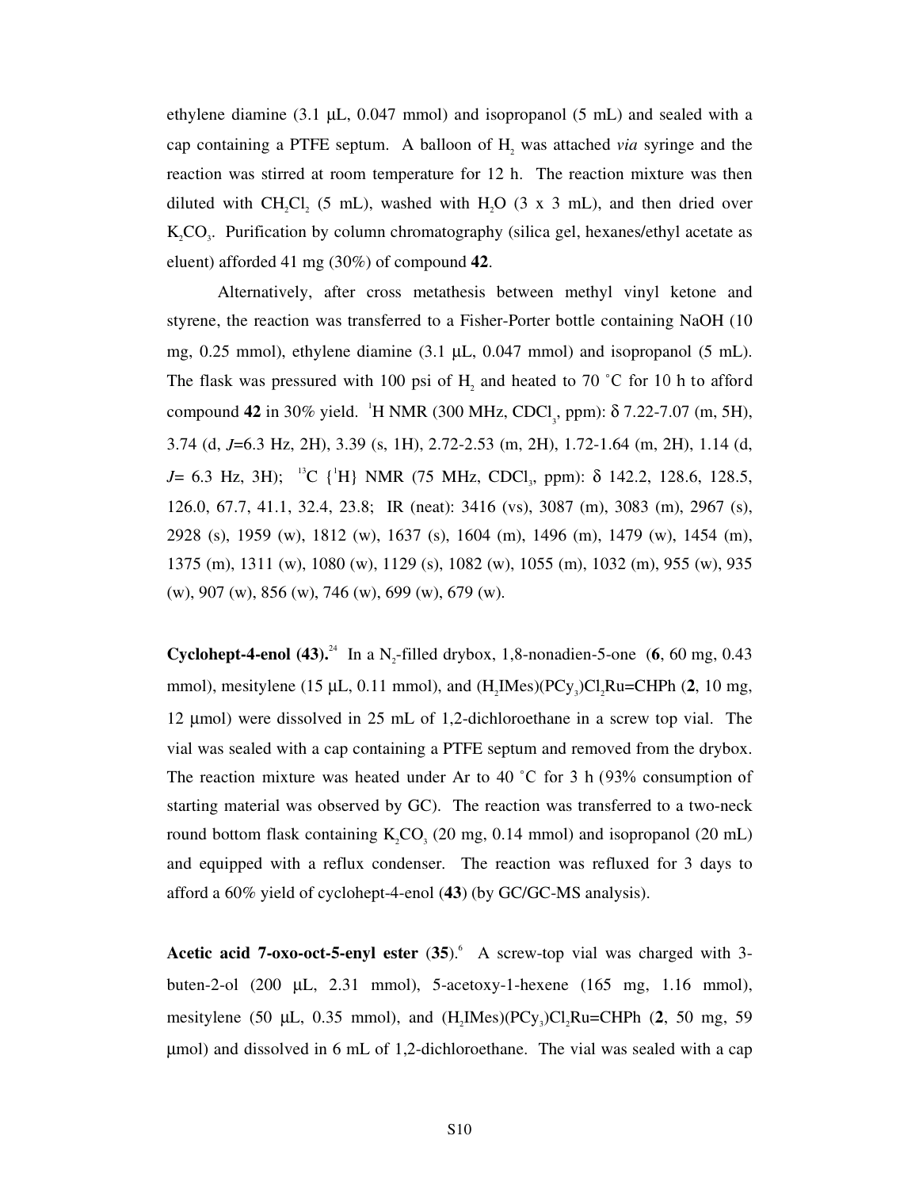ethylene diamine (3.1 μL, 0.047 mmol) and isopropanol (5 mL) and sealed with a cap containing a PTFE septum. A balloon of $H_2$ was attached *via* syringe and the reaction was stirred at room temperature for 12 h. The reaction mixture was then diluted with $CH_2Cl_2$ (5 mL), washed with $H_2O$ (3 x 3 mL), and then dried over $K_2CO_3$. Purification by column chromatography (silica gel, hexanes/ethyl acetate as eluent) afforded 41 mg (30%) of compound **42**.

Alternatively, after cross metathesis between methyl vinyl ketone and styrene, the reaction was transferred to a Fisher-Porter bottle containing NaOH (10 mg, 0.25 mmol), ethylene diamine (3.1 μL, 0.047 mmol) and isopropanol (5 mL). The flask was pressured with 100 psi of $H_2$ and heated to 70 ˚C for 10 h to afford compound **42** in 30% yield. $^1$H NMR (300 MHz, $CDCl_3$, ppm): δ 7.22-7.07 (m, 5H), 3.74 (d, *J*=6.3 Hz, 2H), 3.39 (s, 1H), 2.72-2.53 (m, 2H), 1.72-1.64 (m, 2H), 1.14 (d, *J*= 6.3 Hz, 3H); $^{13}$C {$^1$H} NMR (75 MHz, $CDCl_3$, ppm): δ 142.2, 128.6, 128.5, 126.0, 67.7, 41.1, 32.4, 23.8; IR (neat): 3416 (vs), 3087 (m), 3083 (m), 2967 (s), 2928 (s), 1959 (w), 1812 (w), 1637 (s), 1604 (m), 1496 (m), 1479 (w), 1454 (m), 1375 (m), 1311 (w), 1080 (w), 1129 (s), 1082 (w), 1055 (m), 1032 (m), 955 (w), 935 (w), 907 (w), 856 (w), 746 (w), 699 (w), 679 (w).

**Cyclohept-4-enol (43).**[24] In a $N_2$-filled drybox, 1,8-nonadien-5-one (**6**, 60 mg, 0.43 mmol), mesitylene (15 μL, 0.11 mmol), and $(H_2IMes)(PCy_3)Cl_2Ru{=}CHPh$ (**2**, 10 mg, 12 μmol) were dissolved in 25 mL of 1,2-dichloroethane in a screw top vial. The vial was sealed with a cap containing a PTFE septum and removed from the drybox. The reaction mixture was heated under Ar to 40 ˚C for 3 h (93% consumption of starting material was observed by GC). The reaction was transferred to a two-neck round bottom flask containing $K_2CO_3$ (20 mg, 0.14 mmol) and isopropanol (20 mL) and equipped with a reflux condenser. The reaction was refluxed for 3 days to afford a 60% yield of cyclohept-4-enol (**43**) (by GC/GC-MS analysis).

**Acetic acid 7-oxo-oct-5-enyl ester (35).**[6] A screw-top vial was charged with 3-buten-2-ol (200 μL, 2.31 mmol), 5-acetoxy-1-hexene (165 mg, 1.16 mmol), mesitylene (50 μL, 0.35 mmol), and $(H_2IMes)(PCy_3)Cl_2Ru{=}CHPh$ (**2**, 50 mg, 59 μmol) and dissolved in 6 mL of 1,2-dichloroethane. The vial was sealed with a cap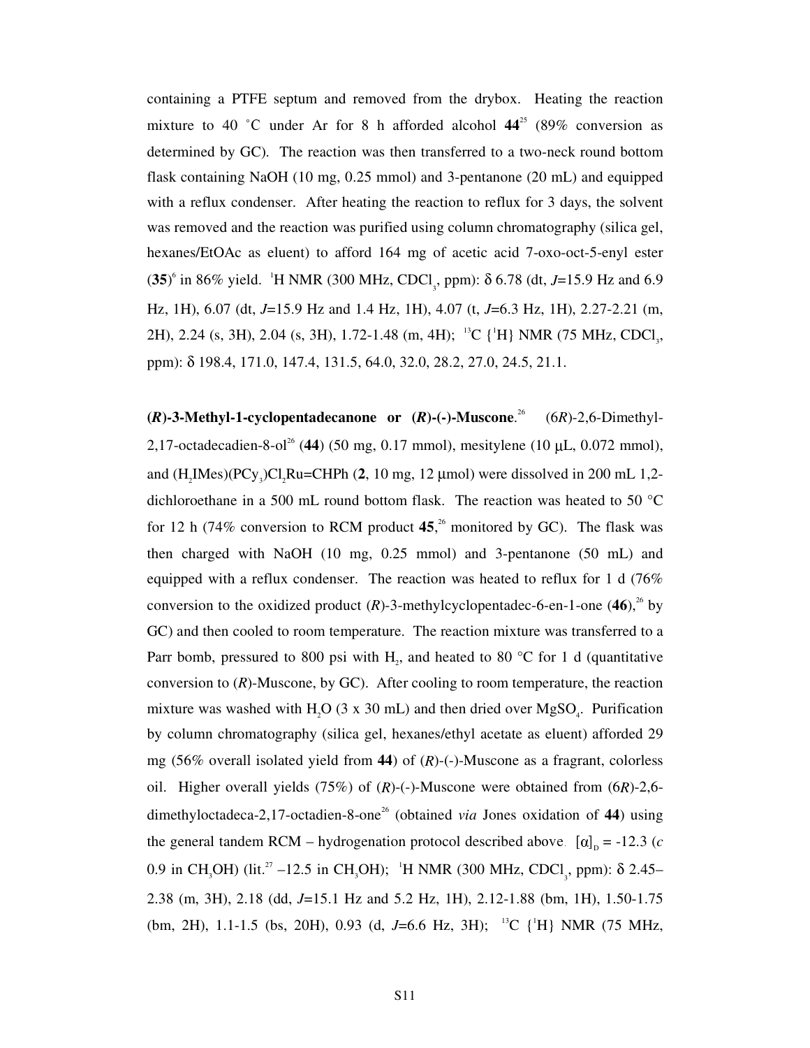containing a PTFE septum and removed from the drybox. Heating the reaction mixture to 40 °C under Ar for 8 h afforded alcohol **44**[25] (89% conversion as determined by GC). The reaction was then transferred to a two-neck round bottom flask containing NaOH (10 mg, 0.25 mmol) and 3-pentanone (20 mL) and equipped with a reflux condenser. After heating the reaction to reflux for 3 days, the solvent was removed and the reaction was purified using column chromatography (silica gel, hexanes/EtOAc as eluent) to afford 164 mg of acetic acid 7-oxo-oct-5-enyl ester (**35**)[6] in 86% yield. $^1$H NMR (300 MHz, $CDCl_3$, ppm): δ 6.78 (dt, *J*=15.9 Hz and 6.9 Hz, 1H), 6.07 (dt, *J*=15.9 Hz and 1.4 Hz, 1H), 4.07 (t, *J*=6.3 Hz, 1H), 2.27-2.21 (m, 2H), 2.24 (s, 3H), 2.04 (s, 3H), 1.72-1.48 (m, 4H); $^{13}$C {$^1$H} NMR (75 MHz, $CDCl_3$, ppm): δ 198.4, 171.0, 147.4, 131.5, 64.0, 32.0, 28.2, 27.0, 24.5, 21.1.

**(*R*)-3-Methyl-1-cyclopentadecanone or (*R*)-(-)-Muscone**.[26] (6*R*)-2,6-Dimethyl-2,17-octadecadien-8-ol[26] (**44**) (50 mg, 0.17 mmol), mesitylene (10 μL, 0.072 mmol), and $(H_2IMes)(PCy_3)Cl_2Ru{=}CHPh$ (**2**, 10 mg, 12 μmol) were dissolved in 200 mL 1,2-dichloroethane in a 500 mL round bottom flask. The reaction was heated to 50 °C for 12 h (74% conversion to RCM product **45**,[26] monitored by GC). The flask was then charged with NaOH (10 mg, 0.25 mmol) and 3-pentanone (50 mL) and equipped with a reflux condenser. The reaction was heated to reflux for 1 d (76% conversion to the oxidized product (*R*)-3-methylcyclopentadec-6-en-1-one (**46**),[26] by GC) and then cooled to room temperature. The reaction mixture was transferred to a Parr bomb, pressured to 800 psi with $H_2$, and heated to 80 °C for 1 d (quantitative conversion to (*R*)-Muscone, by GC). After cooling to room temperature, the reaction mixture was washed with $H_2O$ (3 x 30 mL) and then dried over $MgSO_4$. Purification by column chromatography (silica gel, hexanes/ethyl acetate as eluent) afforded 29 mg (56% overall isolated yield from **44**) of (*R*)-(-)-Muscone as a fragrant, colorless oil. Higher overall yields (75%) of (*R*)-(-)-Muscone were obtained from (6*R*)-2,6-dimethyloctadeca-2,17-octadien-8-one[26] (obtained *via* Jones oxidation of **44**) using the general tandem RCM – hydrogenation protocol described above. $[\alpha]_D$ = -12.3 (*c* 0.9 in $CH_3OH$) (lit.[27] –12.5 in $CH_3OH$); $^1$H NMR (300 MHz, $CDCl_3$, ppm): δ 2.45–2.38 (m, 3H), 2.18 (dd, *J*=15.1 Hz and 5.2 Hz, 1H), 2.12-1.88 (bm, 1H), 1.50-1.75 (bm, 2H), 1.1-1.5 (bs, 20H), 0.93 (d, *J*=6.6 Hz, 3H); $^{13}$C {$^1$H} NMR (75 MHz,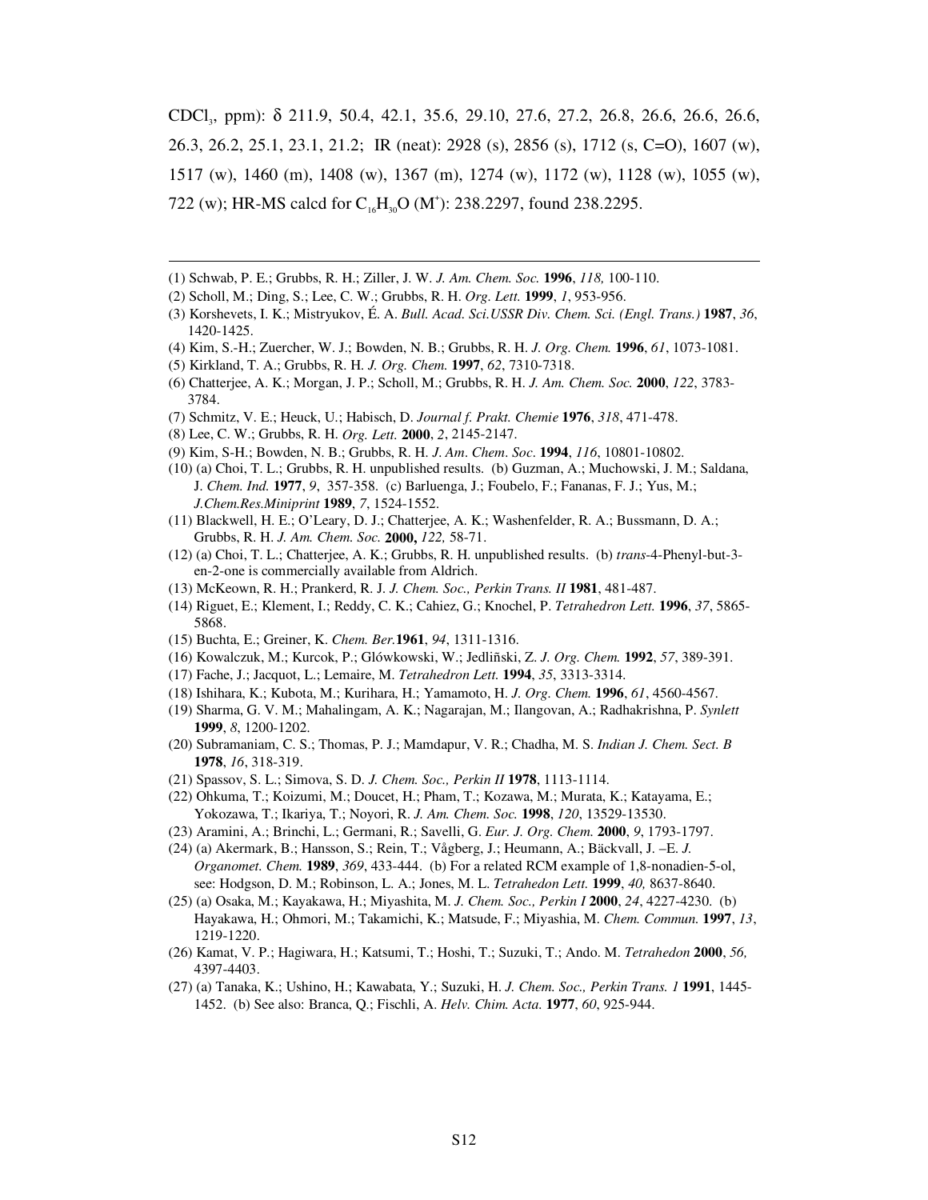CDCl$_3$, ppm): δ 211.9, 50.4, 42.1, 35.6, 29.10, 27.6, 27.2, 26.8, 26.6, 26.6, 26.6, 26.3, 26.2, 25.1, 23.1, 21.2; IR (neat): 2928 (s), 2856 (s), 1712 (s, C=O), 1607 (w), 1517 (w), 1460 (m), 1408 (w), 1367 (m), 1274 (w), 1172 (w), 1128 (w), 1055 (w), 722 (w); HR-MS calcd for $C_{16}H_{30}O$ ($M^+$): 238.2297, found 238.2295.

---

(1) Schwab, P. E.; Grubbs, R. H.; Ziller, J. W. *J. Am. Chem. Soc.* **1996**, *118,* 100-110.

(2) Scholl, M.; Ding, S.; Lee, C. W.; Grubbs, R. H. *Org. Lett.* **1999**, *1*, 953-956.

(3) Korshevets, I. K.; Mistryukov, É. A. *Bull. Acad. Sci.USSR Div. Chem. Sci. (Engl. Trans.)* **1987**, *36*, 1420-1425.

(4) Kim, S.-H.; Zuercher, W. J.; Bowden, N. B.; Grubbs, R. H. *J. Org. Chem.* **1996**, *61*, 1073-1081.

(5) Kirkland, T. A.; Grubbs, R. H. *J. Org. Chem.* **1997**, *62*, 7310-7318.

(6) Chatterjee, A. K.; Morgan, J. P.; Scholl, M.; Grubbs, R. H. *J. Am. Chem. Soc.* **2000**, *122*, 3783-3784.

(7) Schmitz, V. E.; Heuck, U.; Habisch, D. *Journal f. Prakt. Chemie* **1976**, *318*, 471-478.

(8) Lee, C. W.; Grubbs, R. H. *Org. Lett.* **2000**, *2*, 2145-2147.

(9) Kim, S-H.; Bowden, N. B.; Grubbs, R. H. *J. Am. Chem. Soc*. **1994**, *116*, 10801-10802.

(10) (a) Choi, T. L.; Grubbs, R. H. unpublished results. (b) Guzman, A.; Muchowski, J. M.; Saldana, J. *Chem. Ind.* **1977**, *9*, 357-358. (c) Barluenga, J.; Foubelo, F.; Fananas, F. J.; Yus, M.; *J.Chem.Res.Miniprint* **1989**, *7*, 1524-1552.

(11) Blackwell, H. E.; O'Leary, D. J.; Chatterjee, A. K.; Washenfelder, R. A.; Bussmann, D. A.; Grubbs, R. H. *J. Am. Chem. Soc.* **2000,** *122,* 58-71.

(12) (a) Choi, T. L.; Chatterjee, A. K.; Grubbs, R. H. unpublished results. (b) *trans*-4-Phenyl-but-3-en-2-one is commercially available from Aldrich.

(13) McKeown, R. H.; Prankerd, R. J. *J. Chem. Soc., Perkin Trans. II* **1981**, 481-487.

(14) Riguet, E.; Klement, I.; Reddy, C. K.; Cahiez, G.; Knochel, P. *Tetrahedron Lett.* **1996**, *37*, 5865-5868.

(15) Buchta, E.; Greiner, K. *Chem. Ber.***1961**, *94*, 1311-1316.

(16) Kowalczuk, M.; Kurcok, P.; Glówkowski, W.; Jedliñski, Z. *J. Org. Chem.* **1992**, *57*, 389-391.

(17) Fache, J.; Jacquot, L.; Lemaire, M. *Tetrahedron Lett.* **1994**, *35*, 3313-3314.

(18) Ishihara, K.; Kubota, M.; Kurihara, H.; Yamamoto, H. *J. Org. Chem.* **1996**, *61*, 4560-4567.

(19) Sharma, G. V. M.; Mahalingam, A. K.; Nagarajan, M.; Ilangovan, A.; Radhakrishna, P. *Synlett* **1999**, *8*, 1200-1202.

(20) Subramaniam, C. S.; Thomas, P. J.; Mamdapur, V. R.; Chadha, M. S. *Indian J. Chem. Sect. B* **1978**, *16*, 318-319.

(21) Spassov, S. L.; Simova, S. D. *J. Chem. Soc., Perkin II* **1978**, 1113-1114.

(22) Ohkuma, T.; Koizumi, M.; Doucet, H.; Pham, T.; Kozawa, M.; Murata, K.; Katayama, E.; Yokozawa, T.; Ikariya, T.; Noyori, R. *J. Am. Chem. Soc.* **1998**, *120*, 13529-13530.

(23) Aramini, A.; Brinchi, L.; Germani, R.; Savelli, G. *Eur. J. Org. Chem.* **2000**, *9*, 1793-1797.

(24) (a) Akermark, B.; Hansson, S.; Rein, T.; Vågberg, J.; Heumann, A.; Bäckvall, J. –E. *J. Organomet. Chem.* **1989**, *369*, 433-444. (b) For a related RCM example of 1,8-nonadien-5-ol, see: Hodgson, D. M.; Robinson, L. A.; Jones, M. L. *Tetrahedon Lett.* **1999**, *40,* 8637-8640.

(25) (a) Osaka, M.; Kayakawa, H.; Miyashita, M. *J. Chem. Soc., Perkin I* **2000**, *24*, 4227-4230. (b) Hayakawa, H.; Ohmori, M.; Takamichi, K.; Matsude, F.; Miyashia, M. *Chem. Commun.* **1997**, *13*, 1219-1220.

(26) Kamat, V. P.; Hagiwara, H.; Katsumi, T.; Hoshi, T.; Suzuki, T.; Ando. M. *Tetrahedon* **2000**, *56,* 4397-4403.

(27) (a) Tanaka, K.; Ushino, H.; Kawabata, Y.; Suzuki, H. *J. Chem. Soc., Perkin Trans. 1* **1991**, 1445-1452. (b) See also: Branca, Q.; Fischli, A. *Helv. Chim. Acta.* **1977**, *60*, 925-944.